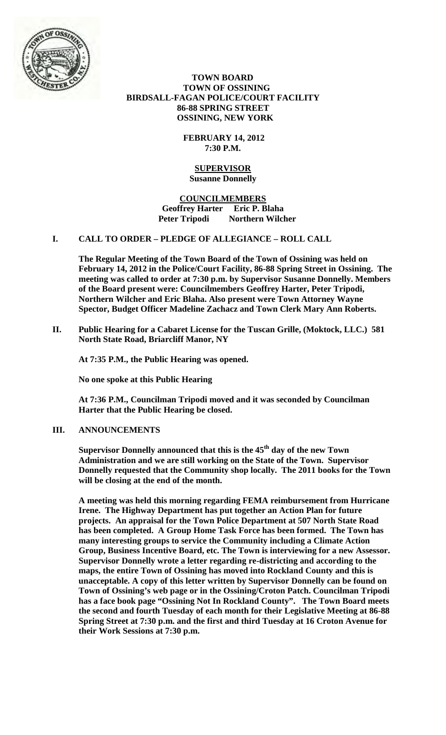**TOWN BOARD**
**TOWN OF OSSINING**
**BIRDSALL-FAGAN POLICE/COURT FACILITY**
**86-88 SPRING STREET**
**OSSINING, NEW YORK**

**FEBRUARY 14, 2012**
**7:30 P.M.**

**SUPERVISOR**
**Susanne Donnelly**

**COUNCILMEMBERS**
**Geoffrey Harter Eric P. Blaha**
**Peter Tripodi Northern Wilcher**

## I. CALL TO ORDER – PLEDGE OF ALLEGIANCE – ROLL CALL

**The Regular Meeting of the Town Board of the Town of Ossining was held on February 14, 2012 in the Police/Court Facility, 86-88 Spring Street in Ossining. The meeting was called to order at 7:30 p.m. by Supervisor Susanne Donnelly. Members of the Board present were: Councilmembers Geoffrey Harter, Peter Tripodi, Northern Wilcher and Eric Blaha. Also present were Town Attorney Wayne Spector, Budget Officer Madeline Zachacz and Town Clerk Mary Ann Roberts.**

## II. Public Hearing for a Cabaret License for the Tuscan Grille, (Moktock, LLC.) 581 North State Road, Briarcliff Manor, NY

**At 7:35 P.M., the Public Hearing was opened.**

**No one spoke at this Public Hearing**

**At 7:36 P.M., Councilman Tripodi moved and it was seconded by Councilman Harter that the Public Hearing be closed.**

## III. ANNOUNCEMENTS

**Supervisor Donnelly announced that this is the 45th day of the new Town Administration and we are still working on the State of the Town. Supervisor Donnelly requested that the Community shop locally. The 2011 books for the Town will be closing at the end of the month.**

**A meeting was held this morning regarding FEMA reimbursement from Hurricane Irene. The Highway Department has put together an Action Plan for future projects. An appraisal for the Town Police Department at 507 North State Road has been completed. A Group Home Task Force has been formed. The Town has many interesting groups to service the Community including a Climate Action Group, Business Incentive Board, etc. The Town is interviewing for a new Assessor. Supervisor Donnelly wrote a letter regarding re-districting and according to the maps, the entire Town of Ossining has moved into Rockland County and this is unacceptable. A copy of this letter written by Supervisor Donnelly can be found on Town of Ossining's web page or in the Ossining/Croton Patch. Councilman Tripodi has a face book page "Ossining Not In Rockland County". The Town Board meets the second and fourth Tuesday of each month for their Legislative Meeting at 86-88 Spring Street at 7:30 p.m. and the first and third Tuesday at 16 Croton Avenue for their Work Sessions at 7:30 p.m.**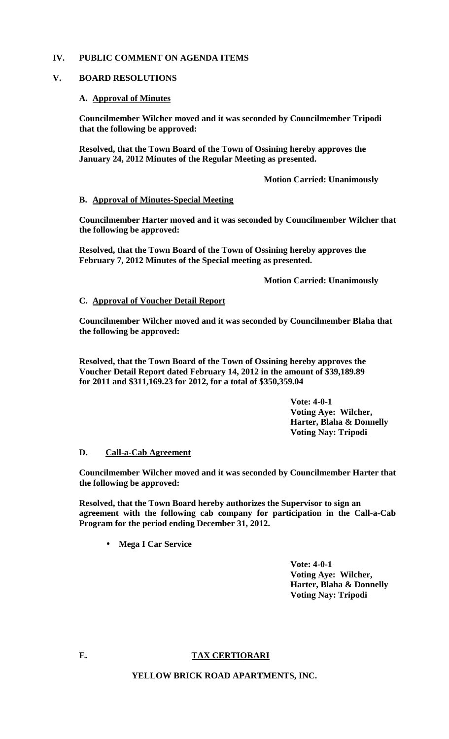## IV. PUBLIC COMMENT ON AGENDA ITEMS

## V. BOARD RESOLUTIONS

### A. Approval of Minutes

**Councilmember Wilcher moved and it was seconded by Councilmember Tripodi that the following be approved:**

**Resolved, that the Town Board of the Town of Ossining hereby approves the January 24, 2012 Minutes of the Regular Meeting as presented.**

**Motion Carried: Unanimously**

### B. Approval of Minutes-Special Meeting

**Councilmember Harter moved and it was seconded by Councilmember Wilcher that the following be approved:**

**Resolved, that the Town Board of the Town of Ossining hereby approves the February 7, 2012 Minutes of the Special meeting as presented.**

**Motion Carried: Unanimously**

### C. Approval of Voucher Detail Report

**Councilmember Wilcher moved and it was seconded by Councilmember Blaha that the following be approved:**

**Resolved, that the Town Board of the Town of Ossining hereby approves the Voucher Detail Report dated February 14, 2012 in the amount of $39,189.89 for 2011 and $311,169.23 for 2012, for a total of $350,359.04**

**Vote: 4-0-1**
**Voting Aye: Wilcher, Harter, Blaha & Donnelly**
**Voting Nay: Tripodi**

### D. Call-a-Cab Agreement

**Councilmember Wilcher moved and it was seconded by Councilmember Harter that the following be approved:**

**Resolved, that the Town Board hereby authorizes the Supervisor to sign an agreement with the following cab company for participation in the Call-a-Cab Program for the period ending December 31, 2012.**

- **Mega I Car Service**

**Vote: 4-0-1**
**Voting Aye: Wilcher, Harter, Blaha & Donnelly**
**Voting Nay: Tripodi**

### E. TAX CERTIORARI

**YELLOW BRICK ROAD APARTMENTS, INC.**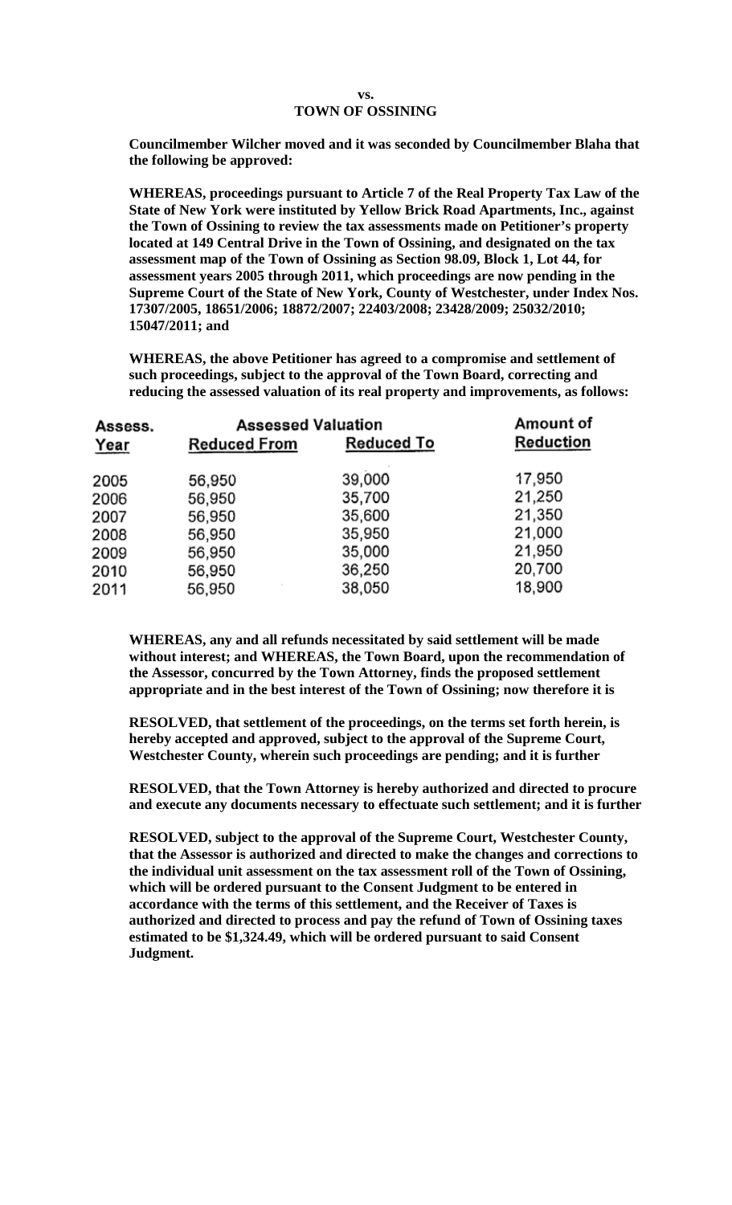**vs.**
**TOWN OF OSSINING**

**Councilmember Wilcher moved and it was seconded by Councilmember Blaha that the following be approved:**

**WHEREAS, proceedings pursuant to Article 7 of the Real Property Tax Law of the State of New York were instituted by Yellow Brick Road Apartments, Inc., against the Town of Ossining to review the tax assessments made on Petitioner's property located at 149 Central Drive in the Town of Ossining, and designated on the tax assessment map of the Town of Ossining as Section 98.09, Block 1, Lot 44, for assessment years 2005 through 2011, which proceedings are now pending in the Supreme Court of the State of New York, County of Westchester, under Index Nos. 17307/2005, 18651/2006; 18872/2007; 22403/2008; 23428/2009; 25032/2010; 15047/2011; and**

**WHEREAS, the above Petitioner has agreed to a compromise and settlement of such proceedings, subject to the approval of the Town Board, correcting and reducing the assessed valuation of its real property and improvements, as follows:**

| Assess. | Assessed Valuation | | Amount of |
|---|---|---|---|
| Year | Reduced From | Reduced To | Reduction |
| 2005 | 56,950 | 39,000 | 17,950 |
| 2006 | 56,950 | 35,700 | 21,250 |
| 2007 | 56,950 | 35,600 | 21,350 |
| 2008 | 56,950 | 35,950 | 21,000 |
| 2009 | 56,950 | 35,000 | 21,950 |
| 2010 | 56,950 | 36,250 | 20,700 |
| 2011 | 56,950 | 38,050 | 18,900 |

**WHEREAS, any and all refunds necessitated by said settlement will be made without interest; and WHEREAS, the Town Board, upon the recommendation of the Assessor, concurred by the Town Attorney, finds the proposed settlement appropriate and in the best interest of the Town of Ossining; now therefore it is**

**RESOLVED, that settlement of the proceedings, on the terms set forth herein, is hereby accepted and approved, subject to the approval of the Supreme Court, Westchester County, wherein such proceedings are pending; and it is further**

**RESOLVED, that the Town Attorney is hereby authorized and directed to procure and execute any documents necessary to effectuate such settlement; and it is further**

**RESOLVED, subject to the approval of the Supreme Court, Westchester County, that the Assessor is authorized and directed to make the changes and corrections to the individual unit assessment on the tax assessment roll of the Town of Ossining, which will be ordered pursuant to the Consent Judgment to be entered in accordance with the terms of this settlement, and the Receiver of Taxes is authorized and directed to process and pay the refund of Town of Ossining taxes estimated to be $1,324.49, which will be ordered pursuant to said Consent Judgment.**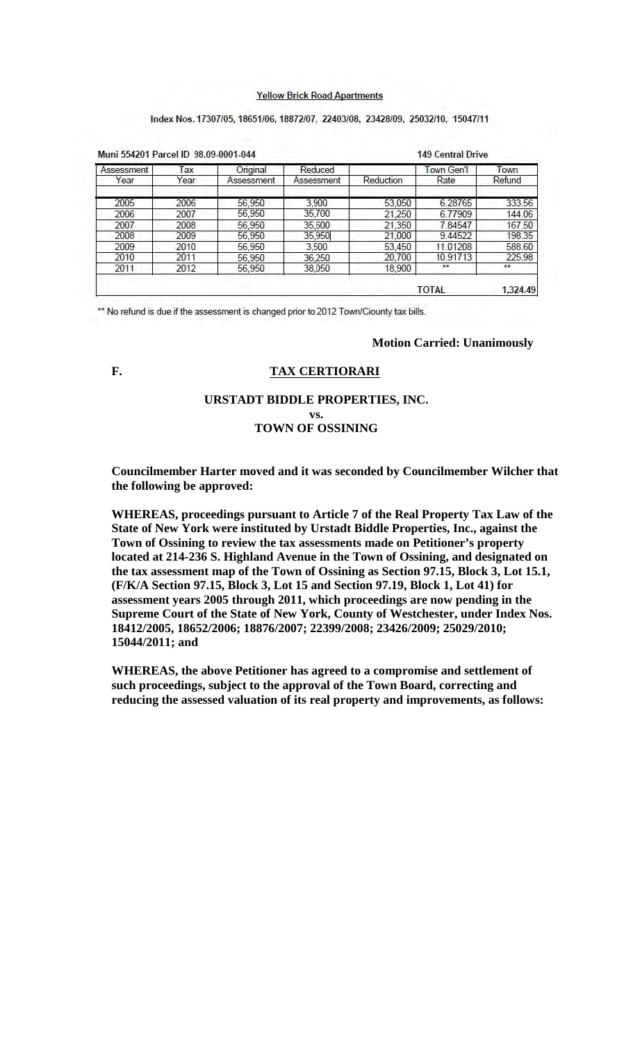Yellow Brick Road Apartments

Index Nos. 17307/05, 18651/06, 18872/07, 22403/08, 23428/09, 25032/10, 15047/11

Muni 554201 Parcel ID 98.09-0001-044 — 149 Central Drive

| Assessment Year | Tax Year | Original Assessment | Reduced Assessment | Reduction | Town Gen'l Rate | Town Refund |
|---|---|---|---|---|---|---|
| | | | | | | |
| 2005 | 2006 | 56,950 | 3,900 | 53,050 | 6.28765 | 333.56 |
| 2006 | 2007 | 56,950 | 35,700 | 21,250 | 6.77909 | 144.06 |
| 2007 | 2008 | 56,950 | 35,600 | 21,350 | 7.84547 | 167.50 |
| 2008 | 2009 | 56,950 | 35,950 | 21,000 | 9.44522 | 198.35 |
| 2009 | 2010 | 56,950 | 3,500 | 53,450 | 11.01208 | 588.60 |
| 2010 | 2011 | 56,950 | 36,250 | 20,700 | 10.91713 | 225.98 |
| 2011 | 2012 | 56,950 | 38,050 | 18,900 | ** | ** |
| | | | | | TOTAL | 1,324.49 |

** No refund is due if the assessment is changed prior to 2012 Town/Ciounty tax bills.

**Motion Carried: Unanimously**

**F. TAX CERTIORARI**

**URSTADT BIDDLE PROPERTIES, INC.**
**vs.**
**TOWN OF OSSINING**

**Councilmember Harter moved and it was seconded by Councilmember Wilcher that the following be approved:**

**WHEREAS, proceedings pursuant to Article 7 of the Real Property Tax Law of the State of New York were instituted by Urstadt Biddle Properties, Inc., against the Town of Ossining to review the tax assessments made on Petitioner's property located at 214-236 S. Highland Avenue in the Town of Ossining, and designated on the tax assessment map of the Town of Ossining as Section 97.15, Block 3, Lot 15.1, (F/K/A Section 97.15, Block 3, Lot 15 and Section 97.19, Block 1, Lot 41) for assessment years 2005 through 2011, which proceedings are now pending in the Supreme Court of the State of New York, County of Westchester, under Index Nos. 18412/2005, 18652/2006; 18876/2007; 22399/2008; 23426/2009; 25029/2010; 15044/2011; and**

**WHEREAS, the above Petitioner has agreed to a compromise and settlement of such proceedings, subject to the approval of the Town Board, correcting and reducing the assessed valuation of its real property and improvements, as follows:**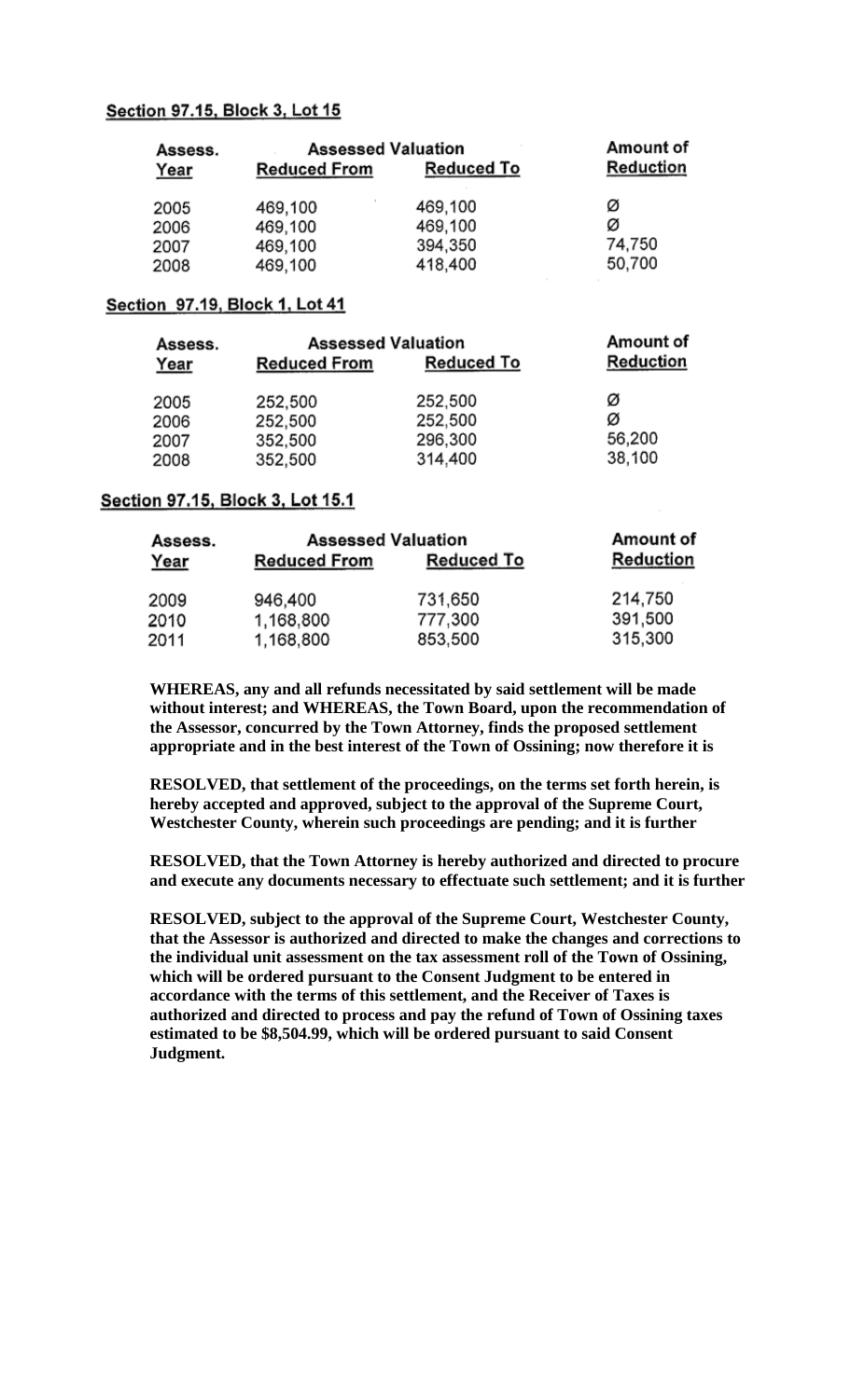**Section 97.15, Block 3, Lot 15**

| Assess. Year | Assessed Valuation | | Amount of Reduction |
|---|---|---|---|
| | Reduced From | Reduced To | |
| 2005 | 469,100 | 469,100 | Ø |
| 2006 | 469,100 | 469,100 | Ø |
| 2007 | 469,100 | 394,350 | 74,750 |
| 2008 | 469,100 | 418,400 | 50,700 |

**Section 97.19, Block 1, Lot 41**

| Assess. Year | Assessed Valuation | | Amount of Reduction |
|---|---|---|---|
| | Reduced From | Reduced To | |
| 2005 | 252,500 | 252,500 | Ø |
| 2006 | 252,500 | 252,500 | Ø |
| 2007 | 352,500 | 296,300 | 56,200 |
| 2008 | 352,500 | 314,400 | 38,100 |

**Section 97.15, Block 3, Lot 15.1**

| Assess. Year | Assessed Valuation | | Amount of Reduction |
|---|---|---|---|
| | Reduced From | Reduced To | |
| 2009 | 946,400 | 731,650 | 214,750 |
| 2010 | 1,168,800 | 777,300 | 391,500 |
| 2011 | 1,168,800 | 853,500 | 315,300 |

**WHEREAS, any and all refunds necessitated by said settlement will be made without interest; and WHEREAS, the Town Board, upon the recommendation of the Assessor, concurred by the Town Attorney, finds the proposed settlement appropriate and in the best interest of the Town of Ossining; now therefore it is**

**RESOLVED, that settlement of the proceedings, on the terms set forth herein, is hereby accepted and approved, subject to the approval of the Supreme Court, Westchester County, wherein such proceedings are pending; and it is further**

**RESOLVED, that the Town Attorney is hereby authorized and directed to procure and execute any documents necessary to effectuate such settlement; and it is further**

**RESOLVED, subject to the approval of the Supreme Court, Westchester County, that the Assessor is authorized and directed to make the changes and corrections to the individual unit assessment on the tax assessment roll of the Town of Ossining, which will be ordered pursuant to the Consent Judgment to be entered in accordance with the terms of this settlement, and the Receiver of Taxes is authorized and directed to process and pay the refund of Town of Ossining taxes estimated to be $8,504.99, which will be ordered pursuant to said Consent Judgment.**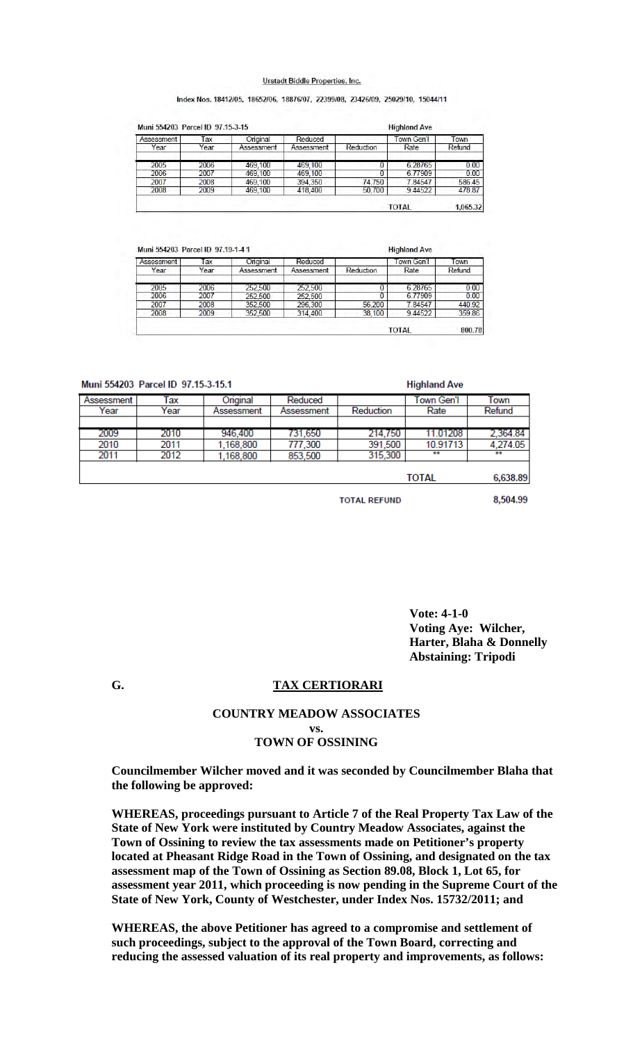Urstadt Biddle Properties, Inc.

Index Nos. 18412/05, 18652/06, 18876/07, 22399/08, 23426/09, 25029/10, 15044/11

Muni 554203 Parcel ID 97.15-3-15 — Highland Ave

| Assessment Year | Tax Year | Original Assessment | Reduced Assessment | Reduction | Town Gen'l Rate | Town Refund |
|---|---|---|---|---|---|---|
| 2005 | 2006 | 469,100 | 469,100 | 0 | 6.28765 | 0.00 |
| 2006 | 2007 | 469,100 | 469,100 | 0 | 6.77909 | 0.00 |
| 2007 | 2008 | 469,100 | 394,350 | 74,750 | 7.84547 | 586.45 |
| 2008 | 2009 | 469,100 | 418,400 | 50,700 | 9.44522 | 478.87 |
| | | | | | TOTAL | 1,065.32 |

Muni 554203 Parcel ID 97.19-1-41 — Highland Ave

| Assessment Year | Tax Year | Original Assessment | Reduced Assessment | Reduction | Town Gen'l Rate | Town Refund |
|---|---|---|---|---|---|---|
| 2005 | 2006 | 252,500 | 252,500 | 0 | 6.28765 | 0.00 |
| 2006 | 2007 | 252,500 | 252,500 | 0 | 6.77909 | 0.00 |
| 2007 | 2008 | 352,500 | 296,300 | 56,200 | 7.84547 | 440.92 |
| 2008 | 2009 | 352,500 | 314,400 | 38,100 | 9.44522 | 359.86 |
| | | | | | TOTAL | 800.78 |

Muni 554203 Parcel ID 97.15-3-15.1 — Highland Ave

| Assessment Year | Tax Year | Original Assessment | Reduced Assessment | Reduction | Town Gen'l Rate | Town Refund |
|---|---|---|---|---|---|---|
| 2009 | 2010 | 946,400 | 731,650 | 214,750 | 11.01208 | 2,364.84 |
| 2010 | 2011 | 1,168,800 | 777,300 | 391,500 | 10.91713 | 4,274.05 |
| 2011 | 2012 | 1,168,800 | 853,500 | 315,300 | ** | ** |
| | | | | | TOTAL | 6,638.89 |

TOTAL REFUND 8,504.99

**Vote: 4-1-0**
**Voting Aye: Wilcher, Harter, Blaha & Donnelly**
**Abstaining: Tripodi**

## G. TAX CERTIORARI

**COUNTRY MEADOW ASSOCIATES**
**vs.**
**TOWN OF OSSINING**

**Councilmember Wilcher moved and it was seconded by Councilmember Blaha that the following be approved:**

**WHEREAS, proceedings pursuant to Article 7 of the Real Property Tax Law of the State of New York were instituted by Country Meadow Associates, against the Town of Ossining to review the tax assessments made on Petitioner's property located at Pheasant Ridge Road in the Town of Ossining, and designated on the tax assessment map of the Town of Ossining as Section 89.08, Block 1, Lot 65, for assessment year 2011, which proceeding is now pending in the Supreme Court of the State of New York, County of Westchester, under Index Nos. 15732/2011; and**

**WHEREAS, the above Petitioner has agreed to a compromise and settlement of such proceedings, subject to the approval of the Town Board, correcting and reducing the assessed valuation of its real property and improvements, as follows:**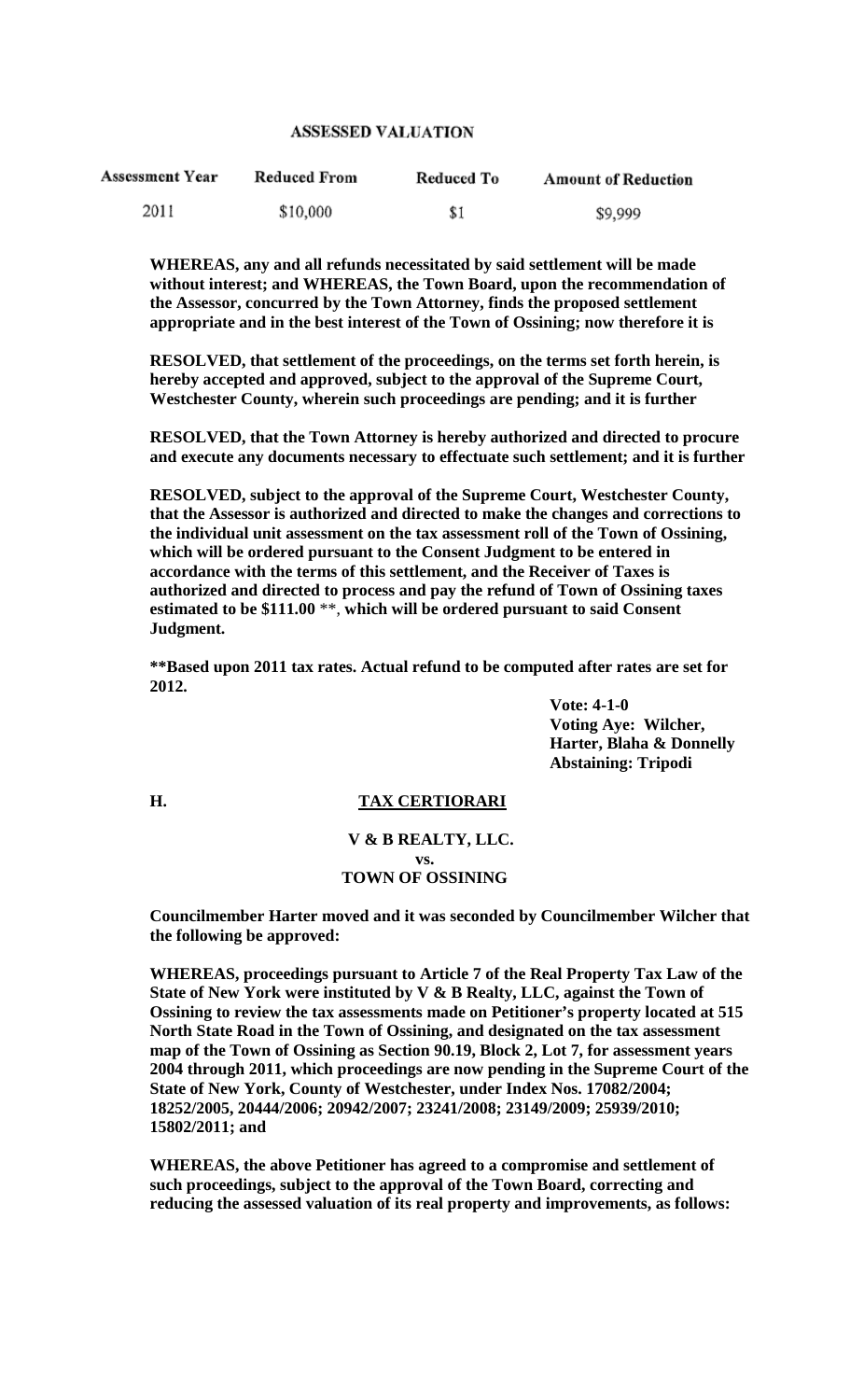**ASSESSED VALUATION**

| Assessment Year | Reduced From | Reduced To | Amount of Reduction |
|---|---|---|---|
| 2011 | $10,000 | $1 | $9,999 |

**WHEREAS, any and all refunds necessitated by said settlement will be made without interest; and WHEREAS, the Town Board, upon the recommendation of the Assessor, concurred by the Town Attorney, finds the proposed settlement appropriate and in the best interest of the Town of Ossining; now therefore it is**

**RESOLVED, that settlement of the proceedings, on the terms set forth herein, is hereby accepted and approved, subject to the approval of the Supreme Court, Westchester County, wherein such proceedings are pending; and it is further**

**RESOLVED, that the Town Attorney is hereby authorized and directed to procure and execute any documents necessary to effectuate such settlement; and it is further**

**RESOLVED, subject to the approval of the Supreme Court, Westchester County, that the Assessor is authorized and directed to make the changes and corrections to the individual unit assessment on the tax assessment roll of the Town of Ossining, which will be ordered pursuant to the Consent Judgment to be entered in accordance with the terms of this settlement, and the Receiver of Taxes is authorized and directed to process and pay the refund of Town of Ossining taxes estimated to be $111.00** **, **which will be ordered pursuant to said Consent Judgment.**

****Based upon 2011 tax rates. Actual refund to be computed after rates are set for 2012.**

**Vote: 4-1-0**
**Voting Aye: Wilcher, Harter, Blaha & Donnelly**
**Abstaining: Tripodi**

**H. TAX CERTIORARI**

**V & B REALTY, LLC.**
**vs.**
**TOWN OF OSSINING**

**Councilmember Harter moved and it was seconded by Councilmember Wilcher that the following be approved:**

**WHEREAS, proceedings pursuant to Article 7 of the Real Property Tax Law of the State of New York were instituted by V & B Realty, LLC, against the Town of Ossining to review the tax assessments made on Petitioner's property located at 515 North State Road in the Town of Ossining, and designated on the tax assessment map of the Town of Ossining as Section 90.19, Block 2, Lot 7, for assessment years 2004 through 2011, which proceedings are now pending in the Supreme Court of the State of New York, County of Westchester, under Index Nos. 17082/2004; 18252/2005, 20444/2006; 20942/2007; 23241/2008; 23149/2009; 25939/2010; 15802/2011; and**

**WHEREAS, the above Petitioner has agreed to a compromise and settlement of such proceedings, subject to the approval of the Town Board, correcting and reducing the assessed valuation of its real property and improvements, as follows:**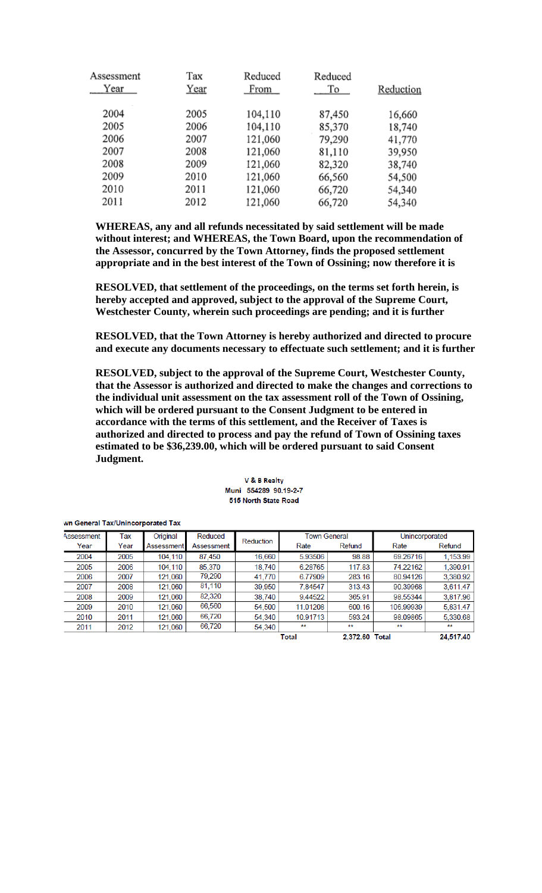| Assessment Year | Tax Year | Reduced From | Reduced To | Reduction |
|---|---|---|---|---|
| 2004 | 2005 | 104,110 | 87,450 | 16,660 |
| 2005 | 2006 | 104,110 | 85,370 | 18,740 |
| 2006 | 2007 | 121,060 | 79,290 | 41,770 |
| 2007 | 2008 | 121,060 | 81,110 | 39,950 |
| 2008 | 2009 | 121,060 | 82,320 | 38,740 |
| 2009 | 2010 | 121,060 | 66,560 | 54,500 |
| 2010 | 2011 | 121,060 | 66,720 | 54,340 |
| 2011 | 2012 | 121,060 | 66,720 | 54,340 |

**WHEREAS, any and all refunds necessitated by said settlement will be made without interest; and WHEREAS, the Town Board, upon the recommendation of the Assessor, concurred by the Town Attorney, finds the proposed settlement appropriate and in the best interest of the Town of Ossining; now therefore it is**

**RESOLVED, that settlement of the proceedings, on the terms set forth herein, is hereby accepted and approved, subject to the approval of the Supreme Court, Westchester County, wherein such proceedings are pending; and it is further**

**RESOLVED, that the Town Attorney is hereby authorized and directed to procure and execute any documents necessary to effectuate such settlement; and it is further**

**RESOLVED, subject to the approval of the Supreme Court, Westchester County, that the Assessor is authorized and directed to make the changes and corrections to the individual unit assessment on the tax assessment roll of the Town of Ossining, which will be ordered pursuant to the Consent Judgment to be entered in accordance with the terms of this settlement, and the Receiver of Taxes is authorized and directed to process and pay the refund of Town of Ossining taxes estimated to be $36,239.00, which will be ordered pursuant to said Consent Judgment.**

**V & B Realty**
**Muni 554289 90.19-2-7**
**515 North State Road**

**wn General Tax/Unincorporated Tax**

| Assessment Year | Tax Year | Original Assessment | Reduced Assessment | Reduction | Town General | | Unincorporated | |
|---|---|---|---|---|---|---|---|---|
| | | | | | Rate | Refund | Rate | Refund |
| 2004 | 2005 | 104,110 | 87,450 | 16,660 | 5.93506 | 98.88 | 69.26716 | 1,153.99 |
| 2005 | 2006 | 104,110 | 85,370 | 18,740 | 6.28765 | 117.83 | 74.22162 | 1,390.91 |
| 2006 | 2007 | 121,060 | 79,290 | 41,770 | 6.77909 | 283.16 | 80.94126 | 3,380.92 |
| 2007 | 2008 | 121,060 | 81,110 | 39,950 | 7.84547 | 313.43 | 90.39968 | 3,611.47 |
| 2008 | 2009 | 121,060 | 82,320 | 38,740 | 9.44522 | 365.91 | 98.55344 | 3,817.96 |
| 2009 | 2010 | 121,060 | 66,560 | 54,500 | 11.01208 | 600.16 | 106.99939 | 5,831.47 |
| 2010 | 2011 | 121,060 | 66,720 | 54,340 | 10.91713 | 593.24 | 98.09865 | 5,330.68 |
| 2011 | 2012 | 121,060 | 66,720 | 54,340 | ** | ** | ** | ** |
| | | | | | Total | 2,372.60 | Total | 24,517.40 |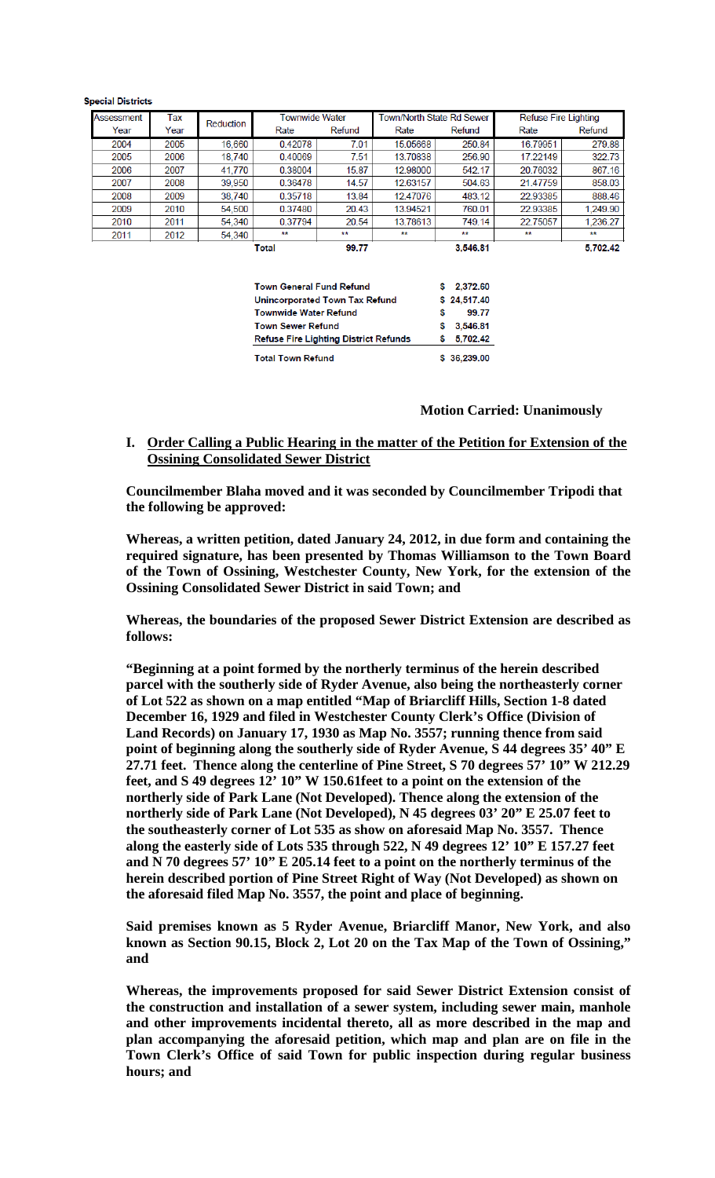**Special Districts**

| Assessment | Tax | Reduction | Townwide Water | | Town/North State Rd Sewer | | Refuse Fire Lighting | |
|---|---|---|---|---|---|---|---|---|
| Year | Year | | Rate | Refund | Rate | Refund | Rate | Refund |
| 2004 | 2005 | 16,660 | 0.42078 | 7.01 | 15.05668 | 250.84 | 16.79951 | 279.88 |
| 2005 | 2006 | 18,740 | 0.40069 | 7.51 | 13.70838 | 256.90 | 17.22149 | 322.73 |
| 2006 | 2007 | 41,770 | 0.38004 | 15.87 | 12.98000 | 542.17 | 20.76032 | 867.16 |
| 2007 | 2008 | 39,950 | 0.36478 | 14.57 | 12.63157 | 504.63 | 21.47759 | 858.03 |
| 2008 | 2009 | 38,740 | 0.35718 | 13.84 | 12.47076 | 483.12 | 22.93385 | 888.46 |
| 2009 | 2010 | 54,500 | 0.37480 | 20.43 | 13.94521 | 760.01 | 22.93385 | 1,249.90 |
| 2010 | 2011 | 54,340 | 0.37794 | 20.54 | 13.78613 | 749.14 | 22.75057 | 1,236.27 |
| 2011 | 2012 | 54,340 | ** | ** | ** | ** | ** | ** |
| | | | Total | 99.77 | | 3,546.81 | | 5,702.42 |

| | |
|---|---|
| Town General Fund Refund | $ 2,372.60 |
| Unincorporated Town Tax Refund | $ 24,517.40 |
| Townwide Water Refund | $ 99.77 |
| Town Sewer Refund | $ 3,546.81 |
| Refuse Fire Lighting District Refunds | $ 5,702.42 |
| Total Town Refund | $ 36,239.00 |

**Motion Carried: Unanimously**

**I. <u>Order Calling a Public Hearing in the matter of the Petition for Extension of the Ossining Consolidated Sewer District</u>**

**Councilmember Blaha moved and it was seconded by Councilmember Tripodi that the following be approved:**

**Whereas, a written petition, dated January 24, 2012, in due form and containing the required signature, has been presented by Thomas Williamson to the Town Board of the Town of Ossining, Westchester County, New York, for the extension of the Ossining Consolidated Sewer District in said Town; and**

**Whereas, the boundaries of the proposed Sewer District Extension are described as follows:**

**"Beginning at a point formed by the northerly terminus of the herein described parcel with the southerly side of Ryder Avenue, also being the northeasterly corner of Lot 522 as shown on a map entitled "Map of Briarcliff Hills, Section 1-8 dated December 16, 1929 and filed in Westchester County Clerk's Office (Division of Land Records) on January 17, 1930 as Map No. 3557; running thence from said point of beginning along the southerly side of Ryder Avenue, S 44 degrees 35' 40" E 27.71 feet. Thence along the centerline of Pine Street, S 70 degrees 57' 10" W 212.29 feet, and S 49 degrees 12' 10" W 150.61feet to a point on the extension of the northerly side of Park Lane (Not Developed). Thence along the extension of the northerly side of Park Lane (Not Developed), N 45 degrees 03' 20" E 25.07 feet to the southeasterly corner of Lot 535 as show on aforesaid Map No. 3557. Thence along the easterly side of Lots 535 through 522, N 49 degrees 12' 10" E 157.27 feet and N 70 degrees 57' 10" E 205.14 feet to a point on the northerly terminus of the herein described portion of Pine Street Right of Way (Not Developed) as shown on the aforesaid filed Map No. 3557, the point and place of beginning.**

**Said premises known as 5 Ryder Avenue, Briarcliff Manor, New York, and also known as Section 90.15, Block 2, Lot 20 on the Tax Map of the Town of Ossining," and**

**Whereas, the improvements proposed for said Sewer District Extension consist of the construction and installation of a sewer system, including sewer main, manhole and other improvements incidental thereto, all as more described in the map and plan accompanying the aforesaid petition, which map and plan are on file in the Town Clerk's Office of said Town for public inspection during regular business hours; and**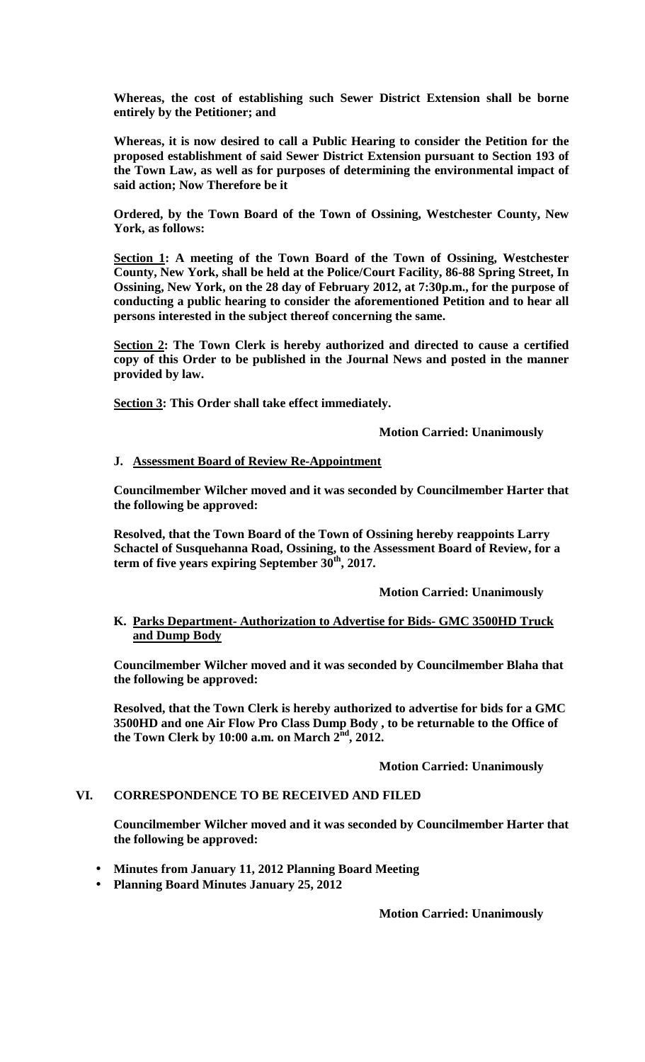**Whereas, the cost of establishing such Sewer District Extension shall be borne entirely by the Petitioner; and**

**Whereas, it is now desired to call a Public Hearing to consider the Petition for the proposed establishment of said Sewer District Extension pursuant to Section 193 of the Town Law, as well as for purposes of determining the environmental impact of said action; Now Therefore be it**

**Ordered, by the Town Board of the Town of Ossining, Westchester County, New York, as follows:**

**<u>Section 1</u>: A meeting of the Town Board of the Town of Ossining, Westchester County, New York, shall be held at the Police/Court Facility, 86-88 Spring Street, In Ossining, New York, on the 28 day of February 2012, at 7:30p.m., for the purpose of conducting a public hearing to consider the aforementioned Petition and to hear all persons interested in the subject thereof concerning the same.**

**<u>Section 2</u>: The Town Clerk is hereby authorized and directed to cause a certified copy of this Order to be published in the Journal News and posted in the manner provided by law.**

**<u>Section 3</u>: This Order shall take effect immediately.**

**Motion Carried: Unanimously**

**J. <u>Assessment Board of Review Re-Appointment</u>**

**Councilmember Wilcher moved and it was seconded by Councilmember Harter that the following be approved:**

**Resolved, that the Town Board of the Town of Ossining hereby reappoints Larry Schactel of Susquehanna Road, Ossining, to the Assessment Board of Review, for a term of five years expiring September 30th, 2017.**

**Motion Carried: Unanimously**

**K. <u>Parks Department- Authorization to Advertise for Bids- GMC 3500HD Truck and Dump Body</u>**

**Councilmember Wilcher moved and it was seconded by Councilmember Blaha that the following be approved:**

**Resolved, that the Town Clerk is hereby authorized to advertise for bids for a GMC 3500HD and one Air Flow Pro Class Dump Body , to be returnable to the Office of the Town Clerk by 10:00 a.m. on March 2nd, 2012.**

**Motion Carried: Unanimously**

## VI. CORRESPONDENCE TO BE RECEIVED AND FILED

**Councilmember Wilcher moved and it was seconded by Councilmember Harter that the following be approved:**

- **Minutes from January 11, 2012 Planning Board Meeting**
- **Planning Board Minutes January 25, 2012**

**Motion Carried: Unanimously**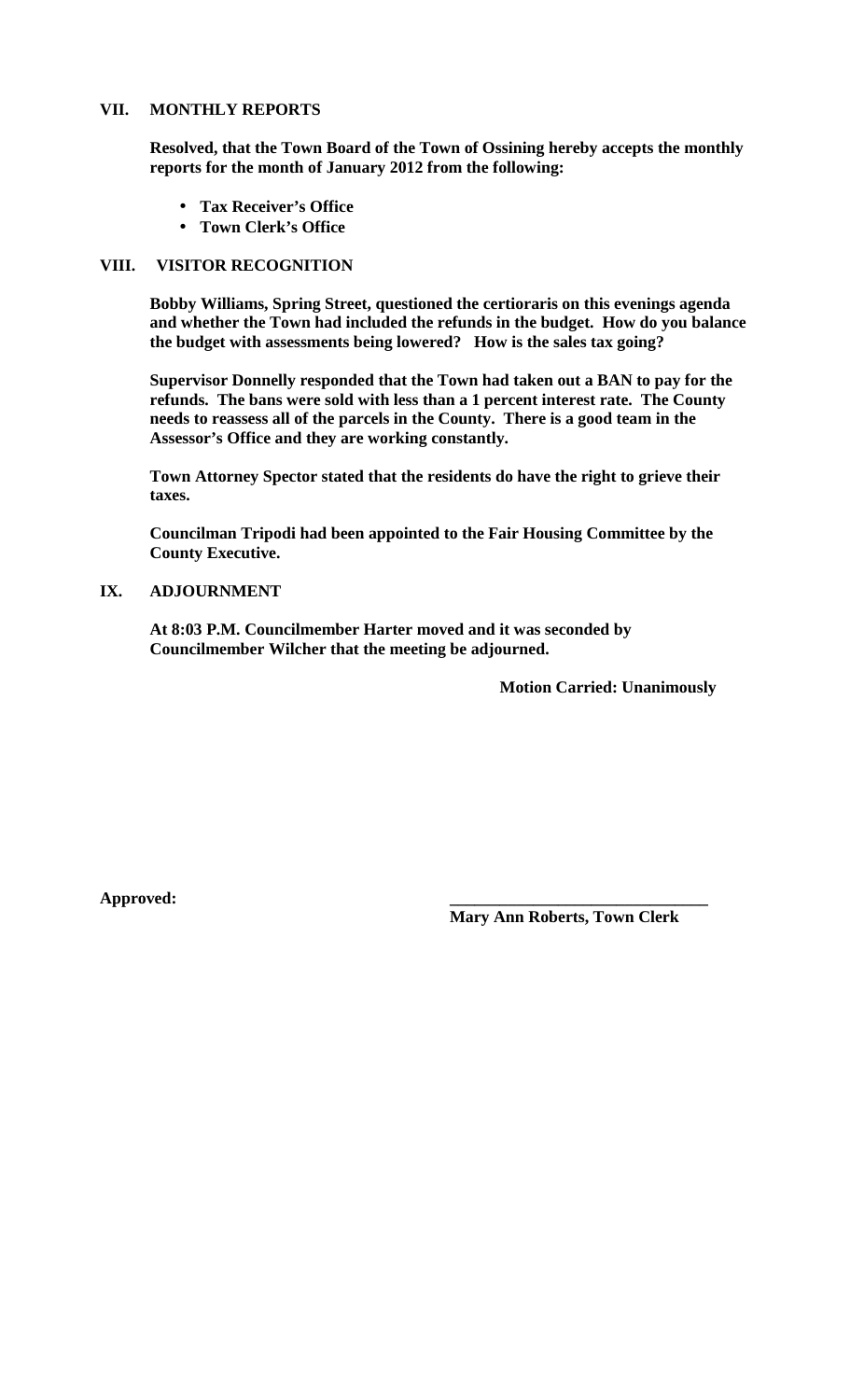## VII. MONTHLY REPORTS

**Resolved, that the Town Board of the Town of Ossining hereby accepts the monthly reports for the month of January 2012 from the following:**

- **Tax Receiver's Office**
- **Town Clerk's Office**

## VIII. VISITOR RECOGNITION

**Bobby Williams, Spring Street, questioned the certioraris on this evenings agenda and whether the Town had included the refunds in the budget. How do you balance the budget with assessments being lowered? How is the sales tax going?**

**Supervisor Donnelly responded that the Town had taken out a BAN to pay for the refunds. The bans were sold with less than a 1 percent interest rate. The County needs to reassess all of the parcels in the County. There is a good team in the Assessor's Office and they are working constantly.**

**Town Attorney Spector stated that the residents do have the right to grieve their taxes.**

**Councilman Tripodi had been appointed to the Fair Housing Committee by the County Executive.**

## IX. ADJOURNMENT

**At 8:03 P.M. Councilmember Harter moved and it was seconded by Councilmember Wilcher that the meeting be adjourned.**

**Motion Carried: Unanimously**

**Approved:** \_\_\_\_\_\_\_\_\_\_\_\_\_\_\_\_\_\_\_\_\_\_\_\_\_\_\_\_\_\_\_

**Mary Ann Roberts, Town Clerk**